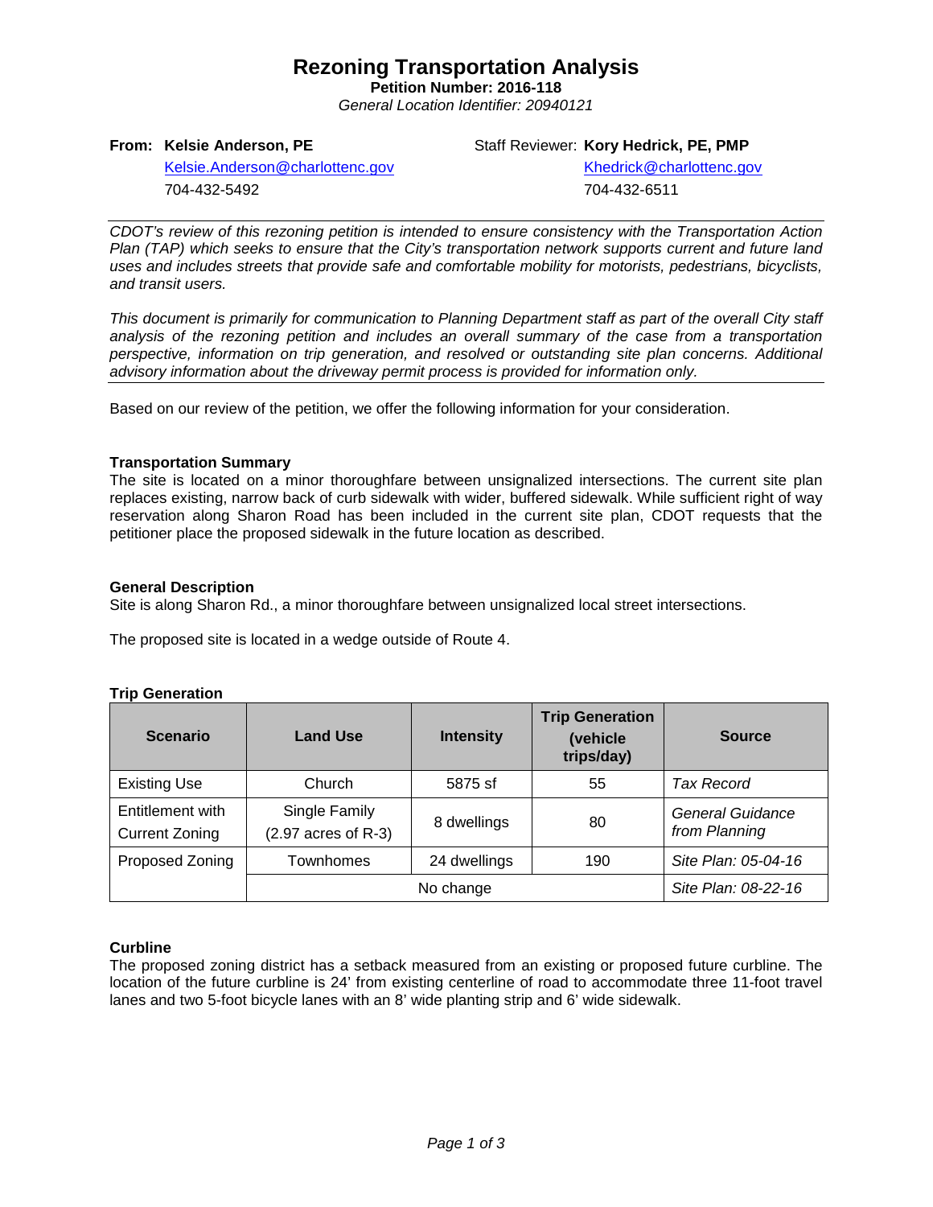# Rezoning Transportation Analysis

**Petition Number: 2016-118**

*General Location Identifier: 20940121*

**From: Kelsie Anderson, PE**
Kelsie.Anderson@charlottenc.gov
704-432-5492

Staff Reviewer: **Kory Hedrick, PE, PMP**
Khedrick@charlottenc.gov
704-432-6511

*CDOT's review of this rezoning petition is intended to ensure consistency with the Transportation Action Plan (TAP) which seeks to ensure that the City's transportation network supports current and future land uses and includes streets that provide safe and comfortable mobility for motorists, pedestrians, bicyclists, and transit users.*

*This document is primarily for communication to Planning Department staff as part of the overall City staff analysis of the rezoning petition and includes an overall summary of the case from a transportation perspective, information on trip generation, and resolved or outstanding site plan concerns. Additional advisory information about the driveway permit process is provided for information only.*

Based on our review of the petition, we offer the following information for your consideration.

### Transportation Summary

The site is located on a minor thoroughfare between unsignalized intersections. The current site plan replaces existing, narrow back of curb sidewalk with wider, buffered sidewalk. While sufficient right of way reservation along Sharon Road has been included in the current site plan, CDOT requests that the petitioner place the proposed sidewalk in the future location as described.

### General Description

Site is along Sharon Rd., a minor thoroughfare between unsignalized local street intersections.

The proposed site is located in a wedge outside of Route 4.

### Trip Generation

| Scenario | Land Use | Intensity | Trip Generation (vehicle trips/day) | Source |
|---|---|---|---|---|
| Existing Use | Church | 5875 sf | 55 | *Tax Record* |
| Entitlement with Current Zoning | Single Family (2.97 acres of R-3) | 8 dwellings | 80 | *General Guidance from Planning* |
| Proposed Zoning | Townhomes | 24 dwellings | 190 | *Site Plan: 05-04-16* |
| | No change | | | *Site Plan: 08-22-16* |

### Curbline

The proposed zoning district has a setback measured from an existing or proposed future curbline. The location of the future curbline is 24' from existing centerline of road to accommodate three 11-foot travel lanes and two 5-foot bicycle lanes with an 8' wide planting strip and 6' wide sidewalk.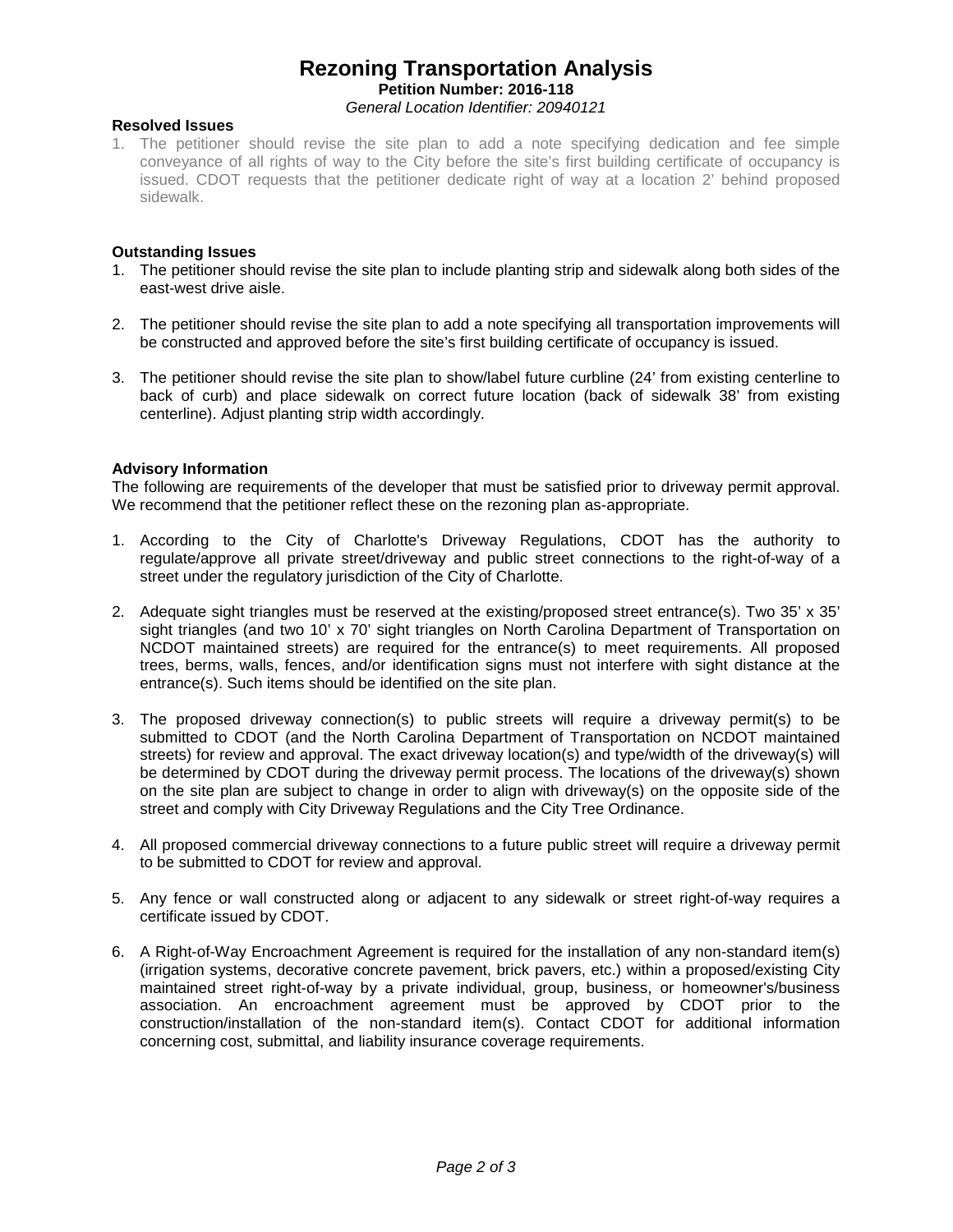# Rezoning Transportation Analysis

**Petition Number: 2016-118**

*General Location Identifier: 20940121*

**Resolved Issues**

1. The petitioner should revise the site plan to add a note specifying dedication and fee simple conveyance of all rights of way to the City before the site's first building certificate of occupancy is issued. CDOT requests that the petitioner dedicate right of way at a location 2' behind proposed sidewalk.

**Outstanding Issues**

1. The petitioner should revise the site plan to include planting strip and sidewalk along both sides of the east-west drive aisle.

2. The petitioner should revise the site plan to add a note specifying all transportation improvements will be constructed and approved before the site's first building certificate of occupancy is issued.

3. The petitioner should revise the site plan to show/label future curbline (24' from existing centerline to back of curb) and place sidewalk on correct future location (back of sidewalk 38' from existing centerline). Adjust planting strip width accordingly.

**Advisory Information**

The following are requirements of the developer that must be satisfied prior to driveway permit approval. We recommend that the petitioner reflect these on the rezoning plan as-appropriate.

1. According to the City of Charlotte's Driveway Regulations, CDOT has the authority to regulate/approve all private street/driveway and public street connections to the right-of-way of a street under the regulatory jurisdiction of the City of Charlotte.

2. Adequate sight triangles must be reserved at the existing/proposed street entrance(s). Two 35' x 35' sight triangles (and two 10' x 70' sight triangles on North Carolina Department of Transportation on NCDOT maintained streets) are required for the entrance(s) to meet requirements. All proposed trees, berms, walls, fences, and/or identification signs must not interfere with sight distance at the entrance(s). Such items should be identified on the site plan.

3. The proposed driveway connection(s) to public streets will require a driveway permit(s) to be submitted to CDOT (and the North Carolina Department of Transportation on NCDOT maintained streets) for review and approval. The exact driveway location(s) and type/width of the driveway(s) will be determined by CDOT during the driveway permit process. The locations of the driveway(s) shown on the site plan are subject to change in order to align with driveway(s) on the opposite side of the street and comply with City Driveway Regulations and the City Tree Ordinance.

4. All proposed commercial driveway connections to a future public street will require a driveway permit to be submitted to CDOT for review and approval.

5. Any fence or wall constructed along or adjacent to any sidewalk or street right-of-way requires a certificate issued by CDOT.

6. A Right-of-Way Encroachment Agreement is required for the installation of any non-standard item(s) (irrigation systems, decorative concrete pavement, brick pavers, etc.) within a proposed/existing City maintained street right-of-way by a private individual, group, business, or homeowner's/business association. An encroachment agreement must be approved by CDOT prior to the construction/installation of the non-standard item(s). Contact CDOT for additional information concerning cost, submittal, and liability insurance coverage requirements.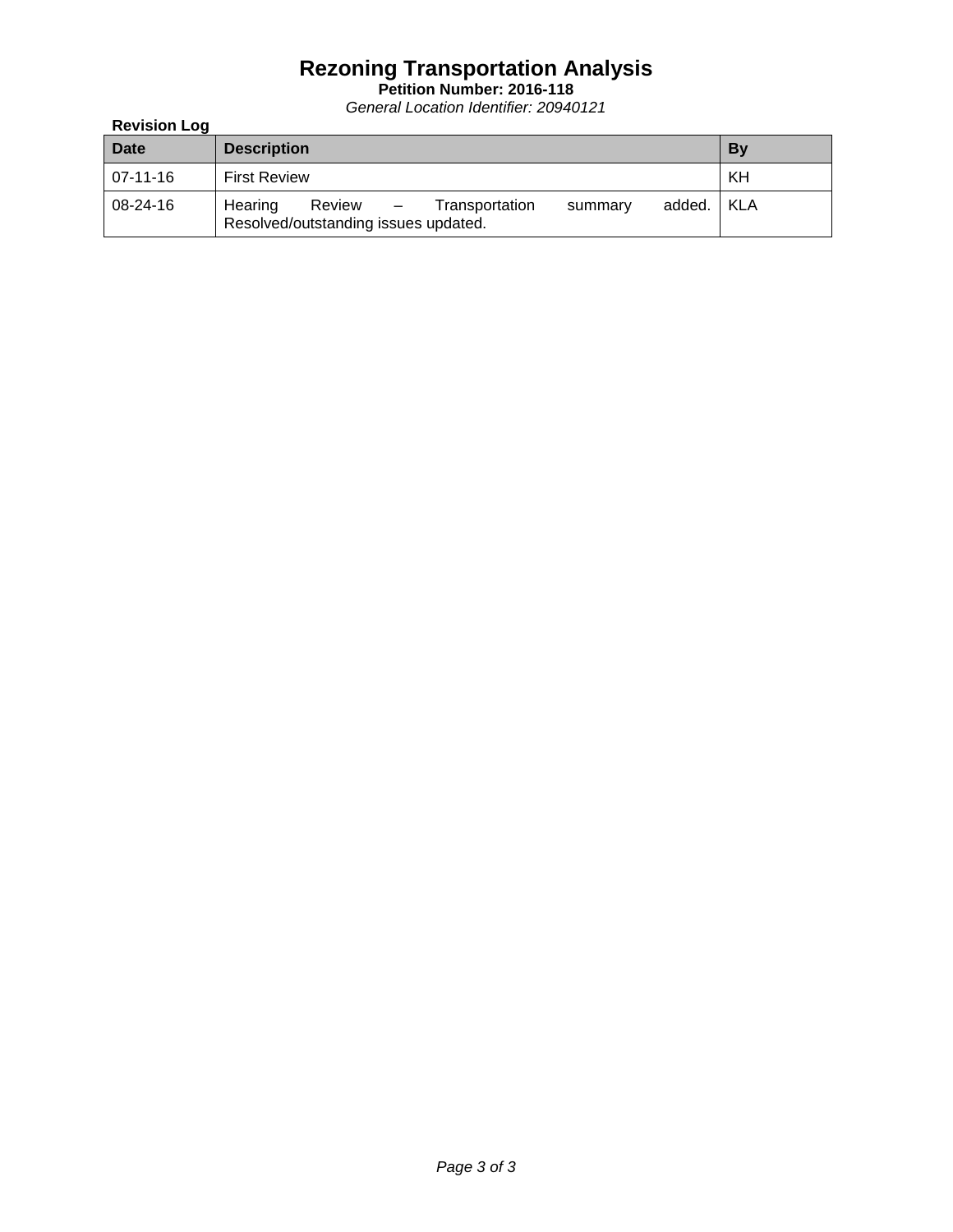# Rezoning Transportation Analysis

**Petition Number: 2016-118**

*General Location Identifier: 20940121*

**Revision Log**

| Date | Description | By |
|---|---|---|
| 07-11-16 | First Review | KH |
| 08-24-16 | Hearing Review – Transportation summary added. Resolved/outstanding issues updated. | KLA |